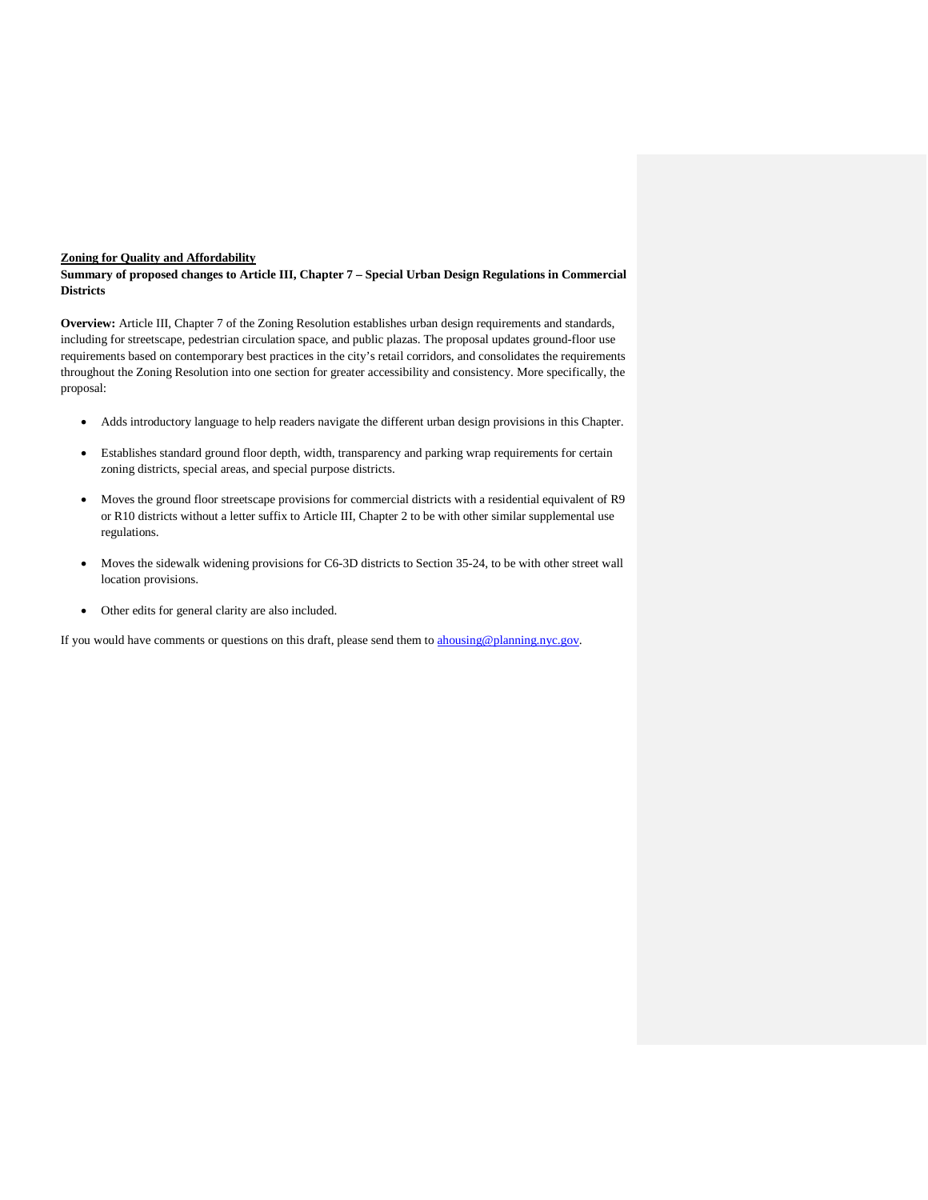**Zoning for Quality and Affordability**

**Summary of proposed changes to Article III, Chapter 7 – Special Urban Design Regulations in Commercial Districts**

**Overview:** Article III, Chapter 7 of the Zoning Resolution establishes urban design requirements and standards, including for streetscape, pedestrian circulation space, and public plazas. The proposal updates ground-floor use requirements based on contemporary best practices in the city's retail corridors, and consolidates the requirements throughout the Zoning Resolution into one section for greater accessibility and consistency. More specifically, the proposal:

- Adds introductory language to help readers navigate the different urban design provisions in this Chapter.
- Establishes standard ground floor depth, width, transparency and parking wrap requirements for certain zoning districts, special areas, and special purpose districts.
- Moves the ground floor streetscape provisions for commercial districts with a residential equivalent of R9 or R10 districts without a letter suffix to Article III, Chapter 2 to be with other similar supplemental use regulations.
- Moves the sidewalk widening provisions for C6-3D districts to Section 35-24, to be with other street wall location provisions.
- Other edits for general clarity are also included.

If you would have comments or questions on this draft, please send them to ahousing@planning.nyc.gov.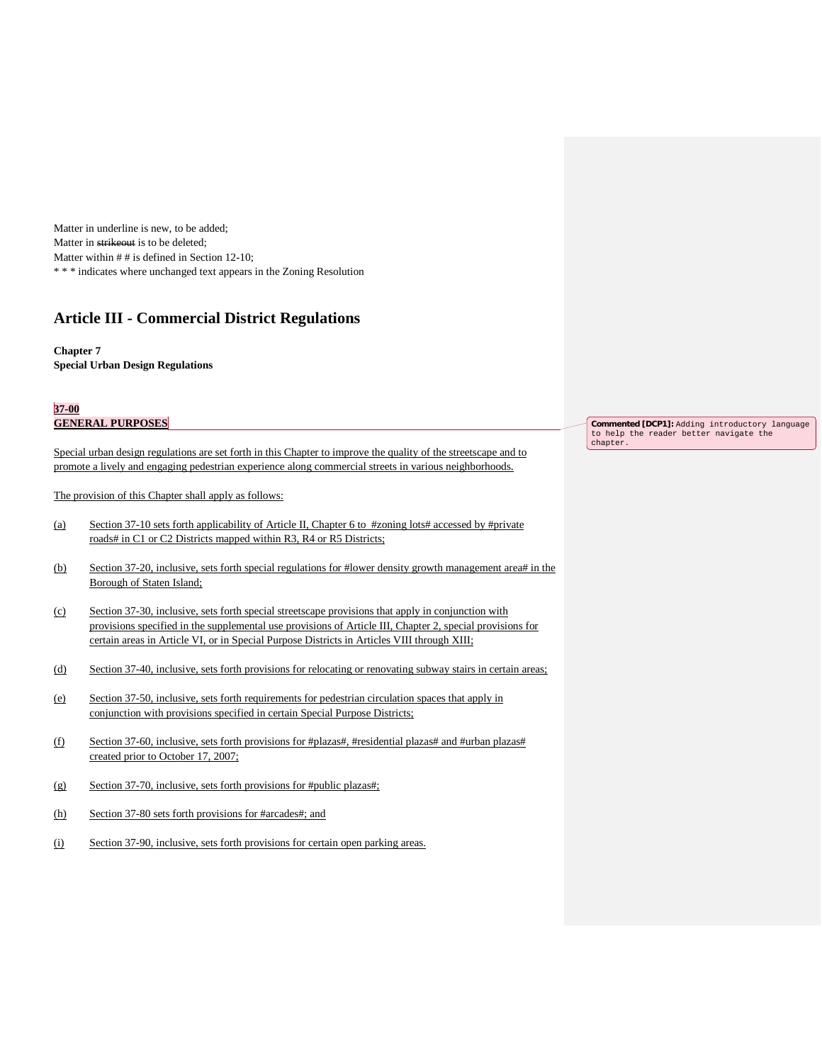Matter in underline is new, to be added;
Matter in ~~strikeout~~ is to be deleted;
Matter within # # is defined in Section 12-10;
* * * indicates where unchanged text appears in the Zoning Resolution

# Article III - Commercial District Regulations

**Chapter 7**
**Special Urban Design Regulations**

**37-00**
**GENERAL PURPOSES**

Commented [DCP1]: Adding introductory language to help the reader better navigate the chapter.

Special urban design regulations are set forth in this Chapter to improve the quality of the streetscape and to promote a lively and engaging pedestrian experience along commercial streets in various neighborhoods.

The provision of this Chapter shall apply as follows:

(a) Section 37-10 sets forth applicability of Article II, Chapter 6 to #zoning lots# accessed by #private roads# in C1 or C2 Districts mapped within R3, R4 or R5 Districts;

(b) Section 37-20, inclusive, sets forth special regulations for #lower density growth management area# in the Borough of Staten Island;

(c) Section 37-30, inclusive, sets forth special streetscape provisions that apply in conjunction with provisions specified in the supplemental use provisions of Article III, Chapter 2, special provisions for certain areas in Article VI, or in Special Purpose Districts in Articles VIII through XIII;

(d) Section 37-40, inclusive, sets forth provisions for relocating or renovating subway stairs in certain areas;

(e) Section 37-50, inclusive, sets forth requirements for pedestrian circulation spaces that apply in conjunction with provisions specified in certain Special Purpose Districts;

(f) Section 37-60, inclusive, sets forth provisions for #plazas#, #residential plazas# and #urban plazas# created prior to October 17, 2007;

(g) Section 37-70, inclusive, sets forth provisions for #public plazas#;

(h) Section 37-80 sets forth provisions for #arcades#; and

(i) Section 37-90, inclusive, sets forth provisions for certain open parking areas.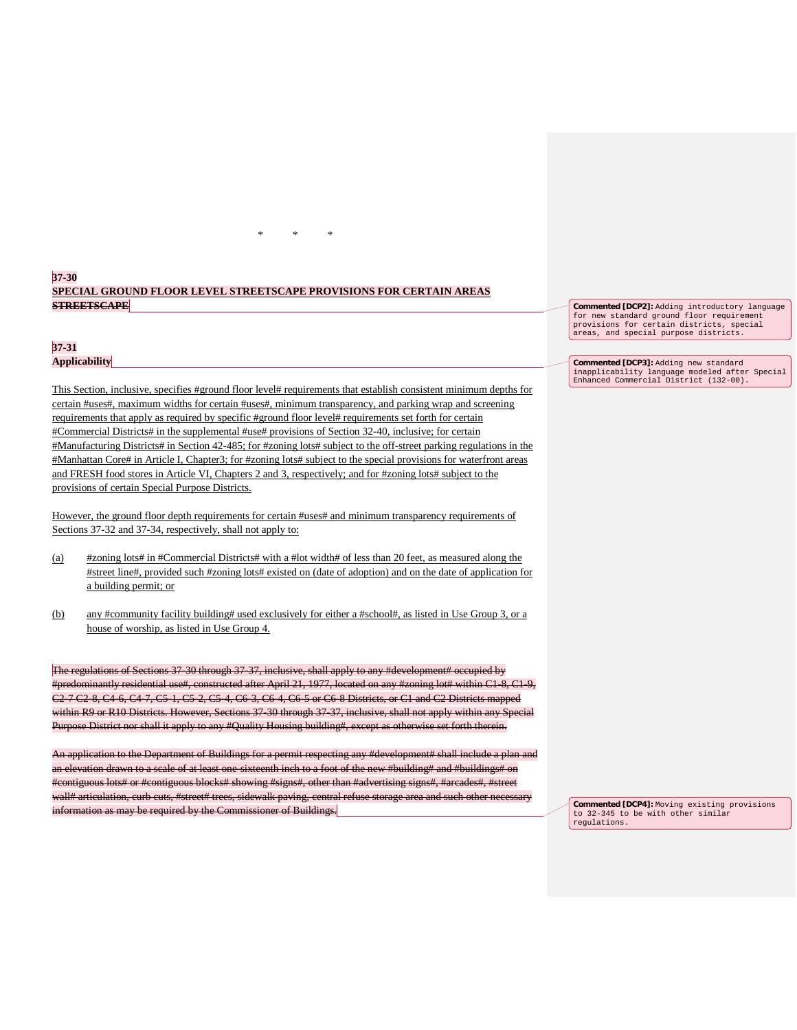\*　　\*　　\*

**37-30**
**SPECIAL GROUND FLOOR LEVEL STREETSCAPE PROVISIONS FOR CERTAIN AREAS** ~~**STREETSCAPE**~~

**37-31**
**Applicability**

This Section, inclusive, specifies #ground floor level# requirements that establish consistent minimum depths for certain #uses#, maximum widths for certain #uses#, minimum transparency, and parking wrap and screening requirements that apply as required by specific #ground floor level# requirements set forth for certain #Commercial Districts# in the supplemental #use# provisions of Section 32-40, inclusive; for certain #Manufacturing Districts# in Section 42-485; for #zoning lots# subject to the off-street parking regulations in the #Manhattan Core# in Article I, Chapter3; for #zoning lots# subject to the special provisions for waterfront areas and FRESH food stores in Article VI, Chapters 2 and 3, respectively; and for #zoning lots# subject to the provisions of certain Special Purpose Districts.

However, the ground floor depth requirements for certain #uses# and minimum transparency requirements of Sections 37-32 and 37-34, respectively, shall not apply to:

(a) #zoning lots# in #Commercial Districts# with a #lot width# of less than 20 feet, as measured along the #street line#, provided such #zoning lots# existed on (date of adoption) and on the date of application for a building permit; or

(b) any #community facility building# used exclusively for either a #school#, as listed in Use Group 3, or a house of worship, as listed in Use Group 4.

~~The regulations of Sections 37-30 through 37-37, inclusive, shall apply to any #development# occupied by #predominantly residential use#, constructed after April 21, 1977, located on any #zoning lot# within C1-8, C1-9, C2-7 C2-8, C4-6, C4-7, C5-1, C5-2, C5-4, C6-3, C6-4, C6-5 or C6-8 Districts, or C1 and C2 Districts mapped within R9 or R10 Districts. However, Sections 37-30 through 37-37, inclusive, shall not apply within any Special Purpose District nor shall it apply to any #Quality Housing building#, except as otherwise set forth therein.~~

~~An application to the Department of Buildings for a permit respecting any #development# shall include a plan and an elevation drawn to a scale of at least one-sixteenth inch to a foot of the new #building# and #buildings# on #contiguous lots# or #contiguous blocks# showing #signs#, other than #advertising signs#, #arcades#, #street wall# articulation, curb cuts, #street# trees, sidewalk paving, central refuse storage area and such other necessary information as may be required by the Commissioner of Buildings.~~

**Commented [DCP2]:** Adding introductory language for new standard ground floor requirement provisions for certain districts, special areas, and special purpose districts.

**Commented [DCP3]:** Adding new standard inapplicability language modeled after Special Enhanced Commercial District (132-00).

**Commented [DCP4]:** Moving existing provisions to 32-345 to be with other similar regulations.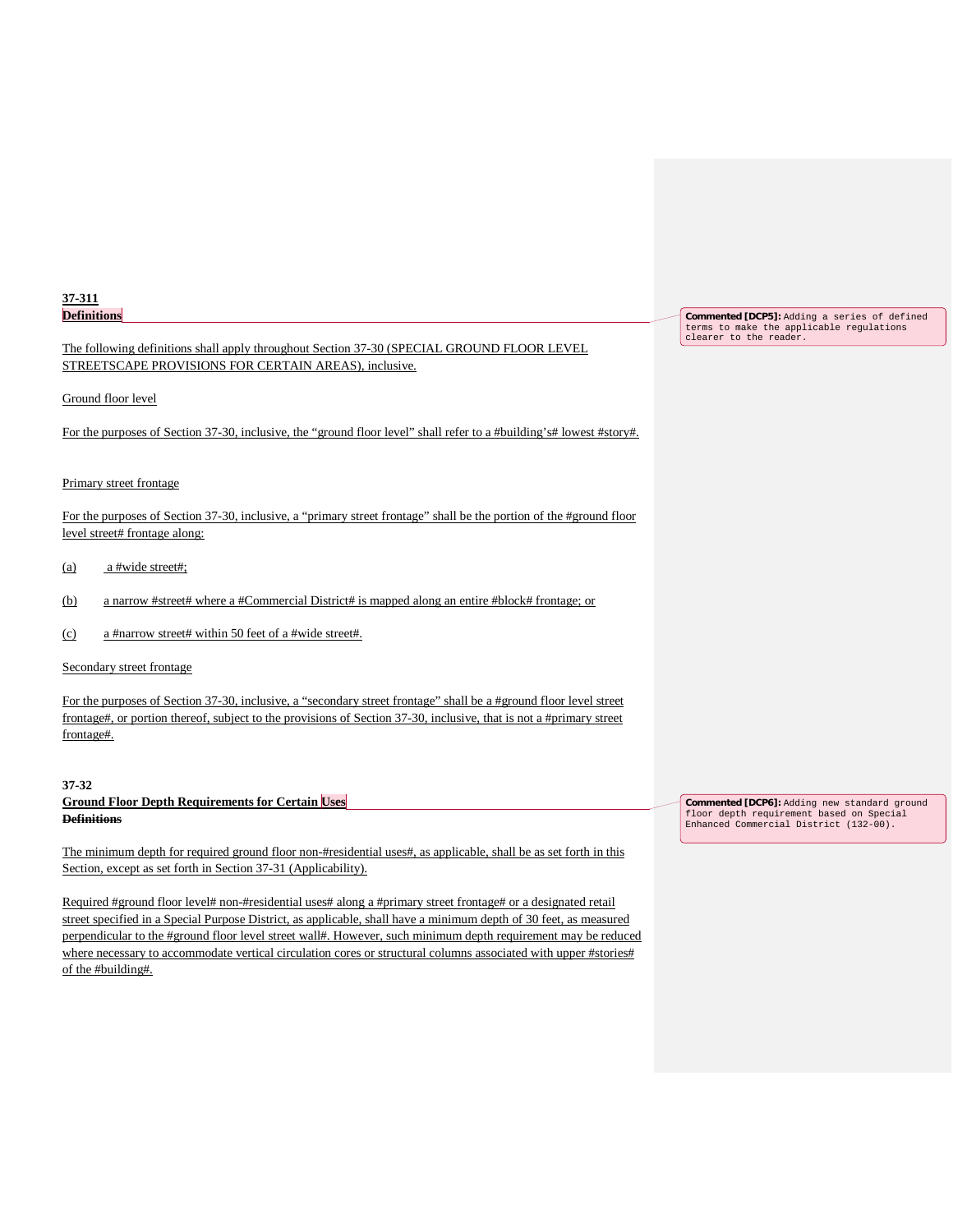**37-311**
**Definitions**

The following definitions shall apply throughout Section 37-30 (SPECIAL GROUND FLOOR LEVEL STREETSCAPE PROVISIONS FOR CERTAIN AREAS), inclusive.

Ground floor level

For the purposes of Section 37-30, inclusive, the "ground floor level" shall refer to a #building's# lowest #story#.

Primary street frontage

For the purposes of Section 37-30, inclusive, a "primary street frontage" shall be the portion of the #ground floor level street# frontage along:

(a) a #wide street#;

(b) a narrow #street# where a #Commercial District# is mapped along an entire #block# frontage; or

(c) a #narrow street# within 50 feet of a #wide street#.

Secondary street frontage

For the purposes of Section 37-30, inclusive, a "secondary street frontage" shall be a #ground floor level street frontage#, or portion thereof, subject to the provisions of Section 37-30, inclusive, that is not a #primary street frontage#.

**37-32**
**Ground Floor Depth Requirements for Certain Uses**
~~**Definitions**~~

The minimum depth for required ground floor non-#residential uses#, as applicable, shall be as set forth in this Section, except as set forth in Section 37-31 (Applicability).

Required #ground floor level# non-#residential uses# along a #primary street frontage# or a designated retail street specified in a Special Purpose District, as applicable, shall have a minimum depth of 30 feet, as measured perpendicular to the #ground floor level street wall#. However, such minimum depth requirement may be reduced where necessary to accommodate vertical circulation cores or structural columns associated with upper #stories# of the #building#.

Commented [DCP5]: Adding a series of defined terms to make the applicable regulations clearer to the reader.

Commented [DCP6]: Adding new standard ground floor depth requirement based on Special Enhanced Commercial District (132-00).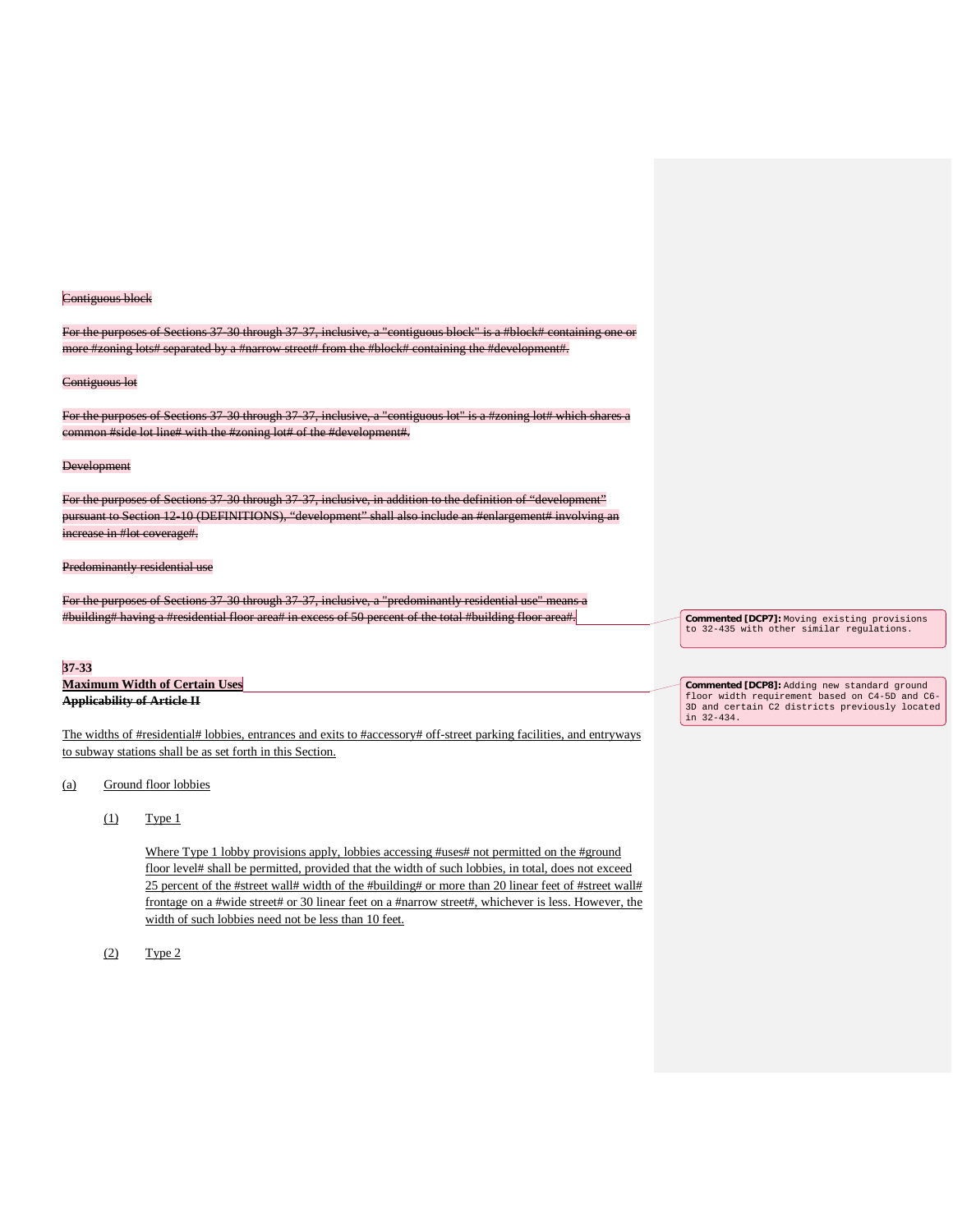~~Contiguous block~~

~~For the purposes of Sections 37-30 through 37-37, inclusive, a "contiguous block" is a #block# containing one or more #zoning lots# separated by a #narrow street# from the #block# containing the #development#.~~

~~Contiguous lot~~

~~For the purposes of Sections 37-30 through 37-37, inclusive, a "contiguous lot" is a #zoning lot# which shares a common #side lot line# with the #zoning lot# of the #development#.~~

~~Development~~

~~For the purposes of Sections 37-30 through 37-37, inclusive, in addition to the definition of "development" pursuant to Section 12-10 (DEFINITIONS), "development" shall also include an #enlargement# involving an increase in #lot coverage#.~~

~~Predominantly residential use~~

~~For the purposes of Sections 37-30 through 37-37, inclusive, a "predominantly residential use" means a #building# having a #residential floor area# in excess of 50 percent of the total #building floor area#.~~

**Commented [DCP7]:** Moving existing provisions to 32-435 with other similar regulations.

**37-33**

**Maximum Width of Certain Uses**

~~**Applicability of Article II**~~

**Commented [DCP8]:** Adding new standard ground floor width requirement based on C4-5D and C6-3D and certain C2 districts previously located in 32-434.

The widths of #residential# lobbies, entrances and exits to #accessory# off-street parking facilities, and entryways to subway stations shall be as set forth in this Section.

(a) Ground floor lobbies

(1) Type 1

Where Type 1 lobby provisions apply, lobbies accessing #uses# not permitted on the #ground floor level# shall be permitted, provided that the width of such lobbies, in total, does not exceed 25 percent of the #street wall# width of the #building# or more than 20 linear feet of #street wall# frontage on a #wide street# or 30 linear feet on a #narrow street#, whichever is less. However, the width of such lobbies need not be less than 10 feet.

(2) Type 2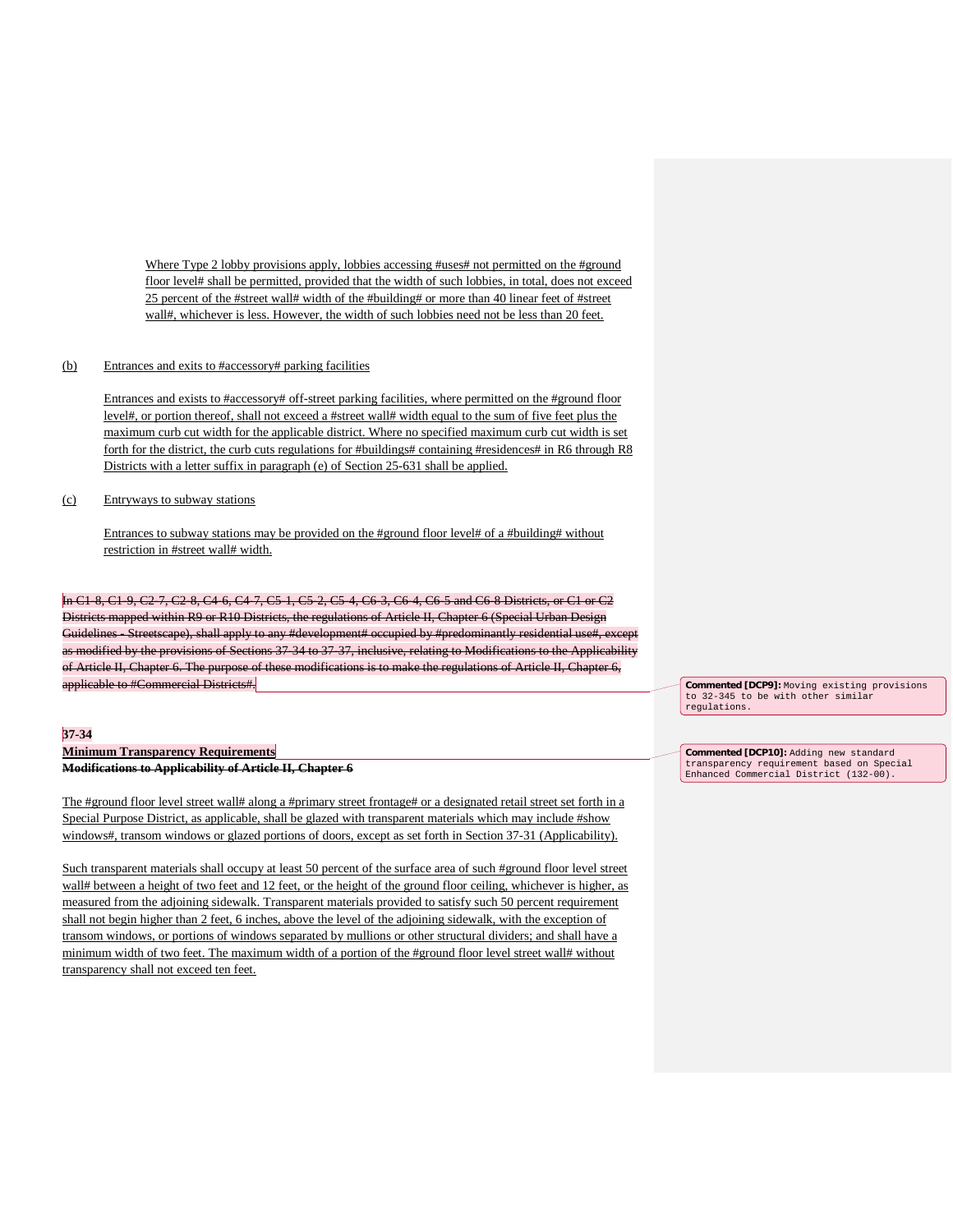Where Type 2 lobby provisions apply, lobbies accessing #uses# not permitted on the #ground floor level# shall be permitted, provided that the width of such lobbies, in total, does not exceed 25 percent of the #street wall# width of the #building# or more than 40 linear feet of #street wall#, whichever is less. However, the width of such lobbies need not be less than 20 feet.

(b) Entrances and exits to #accessory# parking facilities

Entrances and exists to #accessory# off-street parking facilities, where permitted on the #ground floor level#, or portion thereof, shall not exceed a #street wall# width equal to the sum of five feet plus the maximum curb cut width for the applicable district. Where no specified maximum curb cut width is set forth for the district, the curb cuts regulations for #buildings# containing #residences# in R6 through R8 Districts with a letter suffix in paragraph (e) of Section 25-631 shall be applied.

(c) Entryways to subway stations

Entrances to subway stations may be provided on the #ground floor level# of a #building# without restriction in #street wall# width.

~~In C1-8, C1-9, C2-7, C2-8, C4-6, C4-7, C5-1, C5-2, C5-4, C6-3, C6-4, C6-5 and C6-8 Districts, or C1 or C2 Districts mapped within R9 or R10 Districts, the regulations of Article II, Chapter 6 (Special Urban Design Guidelines - Streetscape), shall apply to any #development# occupied by #predominantly residential use#, except as modified by the provisions of Sections 37-34 to 37-37, inclusive, relating to Modifications to the Applicability of Article II, Chapter 6. The purpose of these modifications is to make the regulations of Article II, Chapter 6, applicable to #Commercial Districts#.~~

Commented [DCP9]: Moving existing provisions to 32-345 to be with other similar regulations.

**37-34**

**Minimum Transparency Requirements**

~~**Modifications to Applicability of Article II, Chapter 6**~~

Commented [DCP10]: Adding new standard transparency requirement based on Special Enhanced Commercial District (132-00).

The #ground floor level street wall# along a #primary street frontage# or a designated retail street set forth in a Special Purpose District, as applicable, shall be glazed with transparent materials which may include #show windows#, transom windows or glazed portions of doors, except as set forth in Section 37-31 (Applicability).

Such transparent materials shall occupy at least 50 percent of the surface area of such #ground floor level street wall# between a height of two feet and 12 feet, or the height of the ground floor ceiling, whichever is higher, as measured from the adjoining sidewalk. Transparent materials provided to satisfy such 50 percent requirement shall not begin higher than 2 feet, 6 inches, above the level of the adjoining sidewalk, with the exception of transom windows, or portions of windows separated by mullions or other structural dividers; and shall have a minimum width of two feet. The maximum width of a portion of the #ground floor level street wall# without transparency shall not exceed ten feet.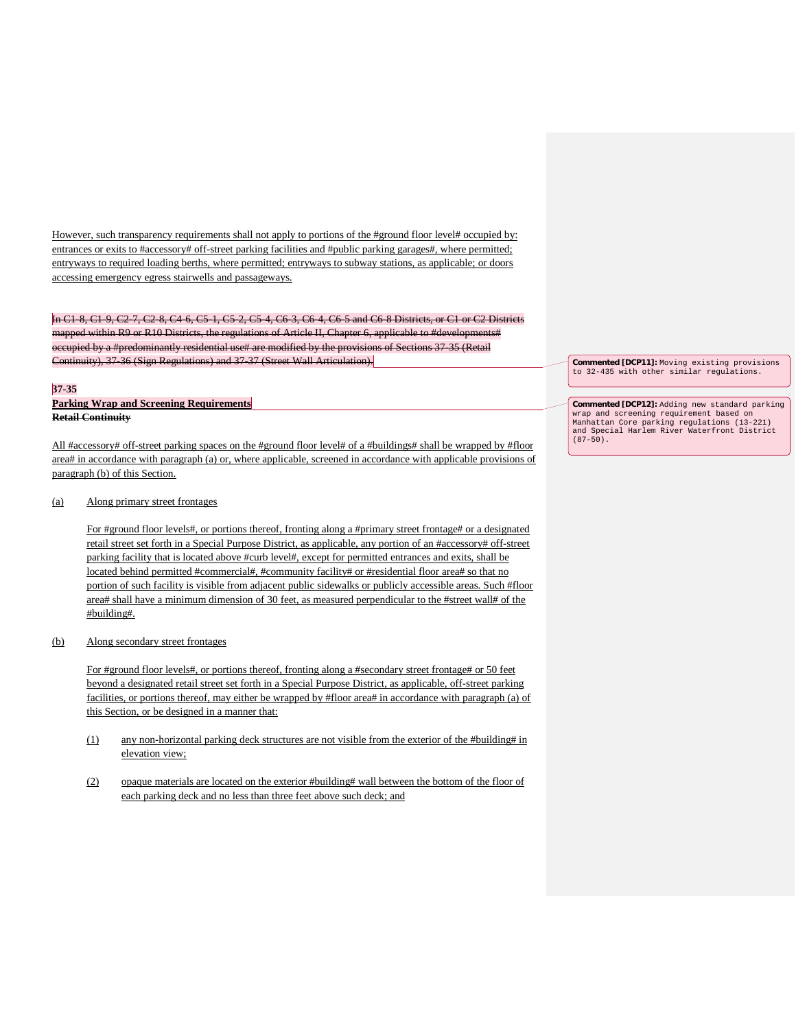However, such transparency requirements shall not apply to portions of the #ground floor level# occupied by: entrances or exits to #accessory# off-street parking facilities and #public parking garages#, where permitted; entryways to required loading berths, where permitted; entryways to subway stations, as applicable; or doors accessing emergency egress stairwells and passageways.

~~In C1-8, C1-9, C2-7, C2-8, C4-6, C5-1, C5-2, C5-4, C6-3, C6-4, C6-5 and C6-8 Districts, or C1 or C2 Districts mapped within R9 or R10 Districts, the regulations of Article II, Chapter 6, applicable to #developments# occupied by a #predominantly residential use# are modified by the provisions of Sections 37-35 (Retail Continuity), 37-36 (Sign Regulations) and 37-37 (Street Wall Articulation).~~

**37-35**
**Parking Wrap and Screening Requirements**
~~**Retail Continuity**~~

All #accessory# off-street parking spaces on the #ground floor level# of a #buildings# shall be wrapped by #floor area# in accordance with paragraph (a) or, where applicable, screened in accordance with applicable provisions of paragraph (b) of this Section.

(a) Along primary street frontages

For #ground floor levels#, or portions thereof, fronting along a #primary street frontage# or a designated retail street set forth in a Special Purpose District, as applicable, any portion of an #accessory# off-street parking facility that is located above #curb level#, except for permitted entrances and exits, shall be located behind permitted #commercial#, #community facility# or #residential floor area# so that no portion of such facility is visible from adjacent public sidewalks or publicly accessible areas. Such #floor area# shall have a minimum dimension of 30 feet, as measured perpendicular to the #street wall# of the #building#.

(b) Along secondary street frontages

For #ground floor levels#, or portions thereof, fronting along a #secondary street frontage# or 50 feet beyond a designated retail street set forth in a Special Purpose District, as applicable, off-street parking facilities, or portions thereof, may either be wrapped by #floor area# in accordance with paragraph (a) of this Section, or be designed in a manner that:

(1) any non-horizontal parking deck structures are not visible from the exterior of the #building# in elevation view;

(2) opaque materials are located on the exterior #building# wall between the bottom of the floor of each parking deck and no less than three feet above such deck; and

**Commented [DCP11]:** Moving existing provisions to 32-435 with other similar regulations.

**Commented [DCP12]:** Adding new standard parking wrap and screening requirement based on Manhattan Core parking regulations (13-221) and Special Harlem River Waterfront District (87-50).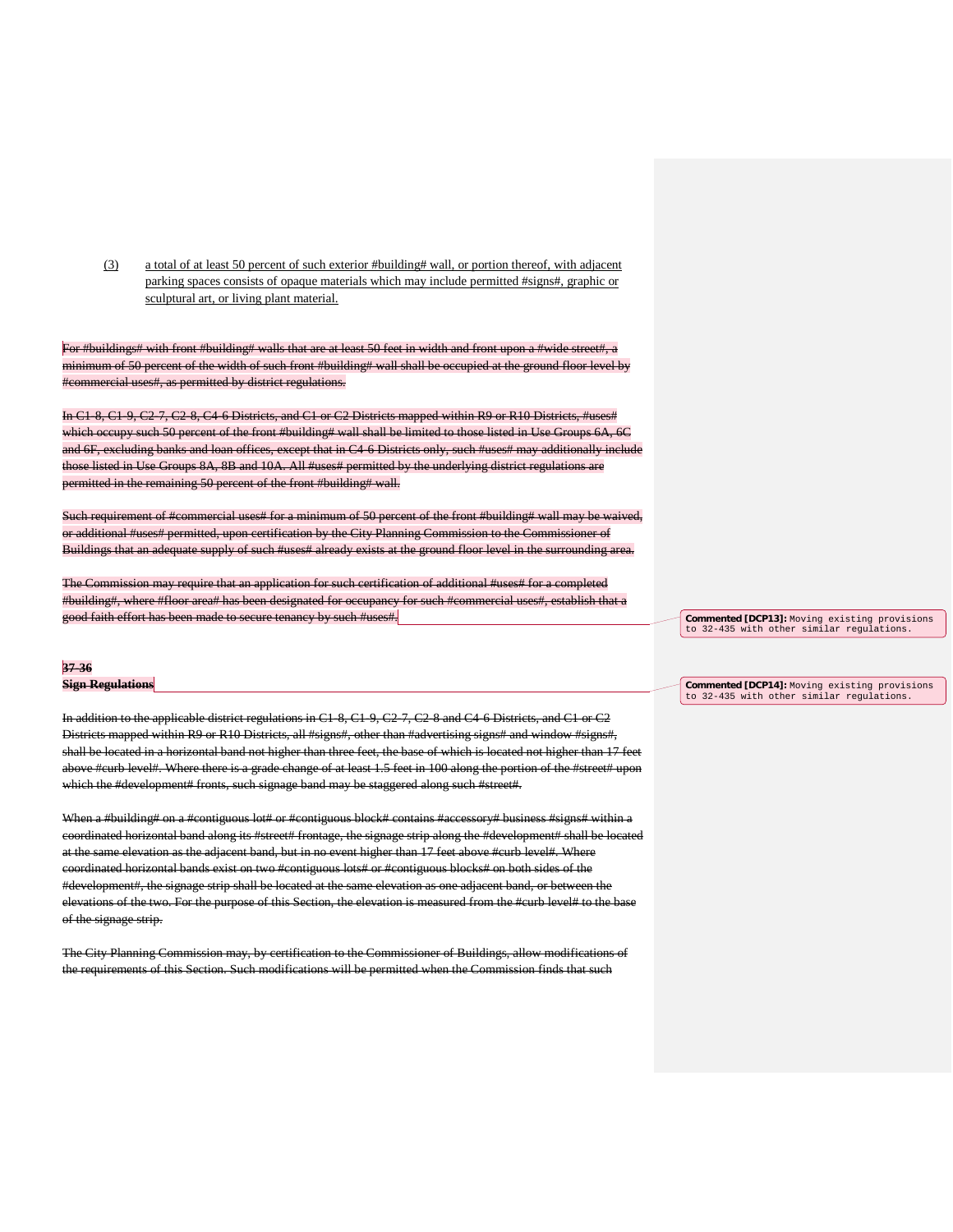(3) a total of at least 50 percent of such exterior #building# wall, or portion thereof, with adjacent parking spaces consists of opaque materials which may include permitted #signs#, graphic or sculptural art, or living plant material.

~~For #buildings# with front #building# walls that are at least 50 feet in width and front upon a #wide street#, a minimum of 50 percent of the width of such front #building# wall shall be occupied at the ground floor level by #commercial uses#, as permitted by district regulations.~~

~~In C1-8, C1-9, C2-7, C2-8, C4-6 Districts, and C1 or C2 Districts mapped within R9 or R10 Districts, #uses# which occupy such 50 percent of the front #building# wall shall be limited to those listed in Use Groups 6A, 6C and 6F, excluding banks and loan offices, except that in C4-6 Districts only, such #uses# may additionally include those listed in Use Groups 8A, 8B and 10A. All #uses# permitted by the underlying district regulations are permitted in the remaining 50 percent of the front #building# wall.~~

~~Such requirement of #commercial uses# for a minimum of 50 percent of the front #building# wall may be waived, or additional #uses# permitted, upon certification by the City Planning Commission to the Commissioner of Buildings that an adequate supply of such #uses# already exists at the ground floor level in the surrounding area.~~

~~The Commission may require that an application for such certification of additional #uses# for a completed #building#, where #floor area# has been designated for occupancy for such #commercial uses#, establish that a good faith effort has been made to secure tenancy by such #uses#.~~

**Commented [DCP13]:** Moving existing provisions to 32-435 with other similar regulations.

~~**37-36**~~
~~**Sign Regulations**~~

**Commented [DCP14]:** Moving existing provisions to 32-435 with other similar regulations.

~~In addition to the applicable district regulations in C1-8, C1-9, C2-7, C2-8 and C4-6 Districts, and C1 or C2 Districts mapped within R9 or R10 Districts, all #signs#, other than #advertising signs# and window #signs#, shall be located in a horizontal band not higher than three feet, the base of which is located not higher than 17 feet above #curb level#. Where there is a grade change of at least 1.5 feet in 100 along the portion of the #street# upon which the #development# fronts, such signage band may be staggered along such #street#.~~

~~When a #building# on a #contiguous lot# or #contiguous block# contains #accessory# business #signs# within a coordinated horizontal band along its #street# frontage, the signage strip along the #development# shall be located at the same elevation as the adjacent band, but in no event higher than 17 feet above #curb level#. Where coordinated horizontal bands exist on two #contiguous lots# or #contiguous blocks# on both sides of the #development#, the signage strip shall be located at the same elevation as one adjacent band, or between the elevations of the two. For the purpose of this Section, the elevation is measured from the #curb level# to the base of the signage strip.~~

~~The City Planning Commission may, by certification to the Commissioner of Buildings, allow modifications of the requirements of this Section. Such modifications will be permitted when the Commission finds that such~~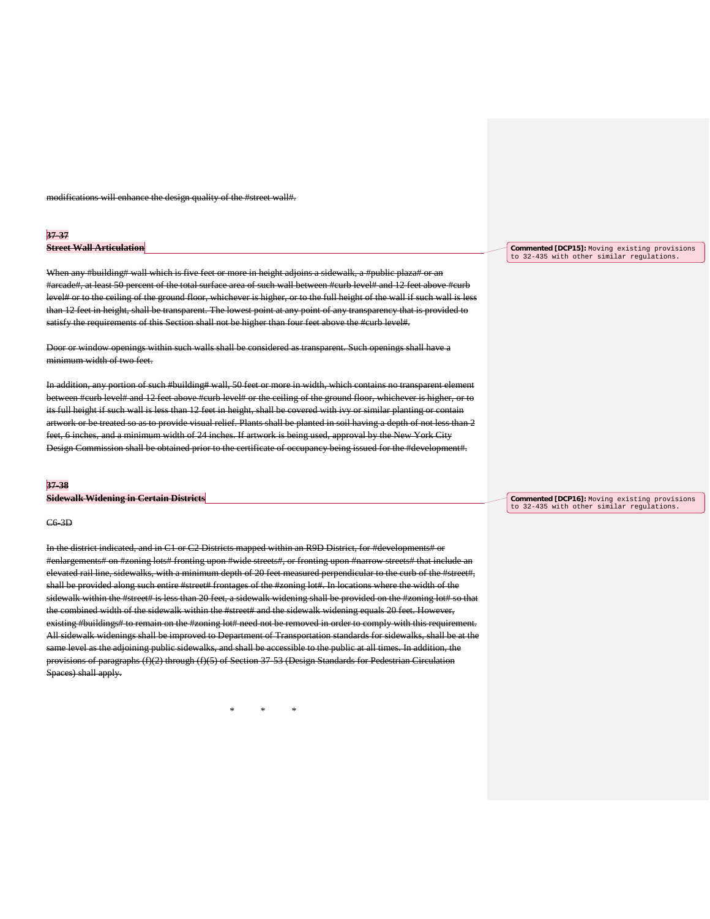modifications will enhance the design quality of the #street wall#.

### 37-37
### Street Wall Articulation

When any #building# wall which is five feet or more in height adjoins a sidewalk, a #public plaza# or an #arcade#, at least 50 percent of the total surface area of such wall between #curb level# and 12 feet above #curb level# or to the ceiling of the ground floor, whichever is higher, or to the full height of the wall if such wall is less than 12 feet in height, shall be transparent. The lowest point at any point of any transparency that is provided to satisfy the requirements of this Section shall not be higher than four feet above the #curb level#.

Door or window openings within such walls shall be considered as transparent. Such openings shall have a minimum width of two feet.

In addition, any portion of such #building# wall, 50 feet or more in width, which contains no transparent element between #curb level# and 12 feet above #curb level# or the ceiling of the ground floor, whichever is higher, or to its full height if such wall is less than 12 feet in height, shall be covered with ivy or similar planting or contain artwork or be treated so as to provide visual relief. Plants shall be planted in soil having a depth of not less than 2 feet, 6 inches, and a minimum width of 24 inches. If artwork is being used, approval by the New York City Design Commission shall be obtained prior to the certificate of occupancy being issued for the #development#.

**Commented [DCP15]:** Moving existing provisions to 32-435 with other similar regulations.

### 37-38
### Sidewalk Widening in Certain Districts

C6-3D

In the district indicated, and in C1 or C2 Districts mapped within an R9D District, for #developments# or #enlargements# on #zoning lots# fronting upon #wide streets#, or fronting upon #narrow streets# that include an elevated rail line, sidewalks, with a minimum depth of 20 feet measured perpendicular to the curb of the #street#, shall be provided along such entire #street# frontages of the #zoning lot#. In locations where the width of the sidewalk within the #street# is less than 20 feet, a sidewalk widening shall be provided on the #zoning lot# so that the combined width of the sidewalk within the #street# and the sidewalk widening equals 20 feet. However, existing #buildings# to remain on the #zoning lot# need not be removed in order to comply with this requirement. All sidewalk widenings shall be improved to Department of Transportation standards for sidewalks, shall be at the same level as the adjoining public sidewalks, and shall be accessible to the public at all times. In addition, the provisions of paragraphs (f)(2) through (f)(5) of Section 37-53 (Design Standards for Pedestrian Circulation Spaces) shall apply.

**Commented [DCP16]:** Moving existing provisions to 32-435 with other similar regulations.

\* \* \*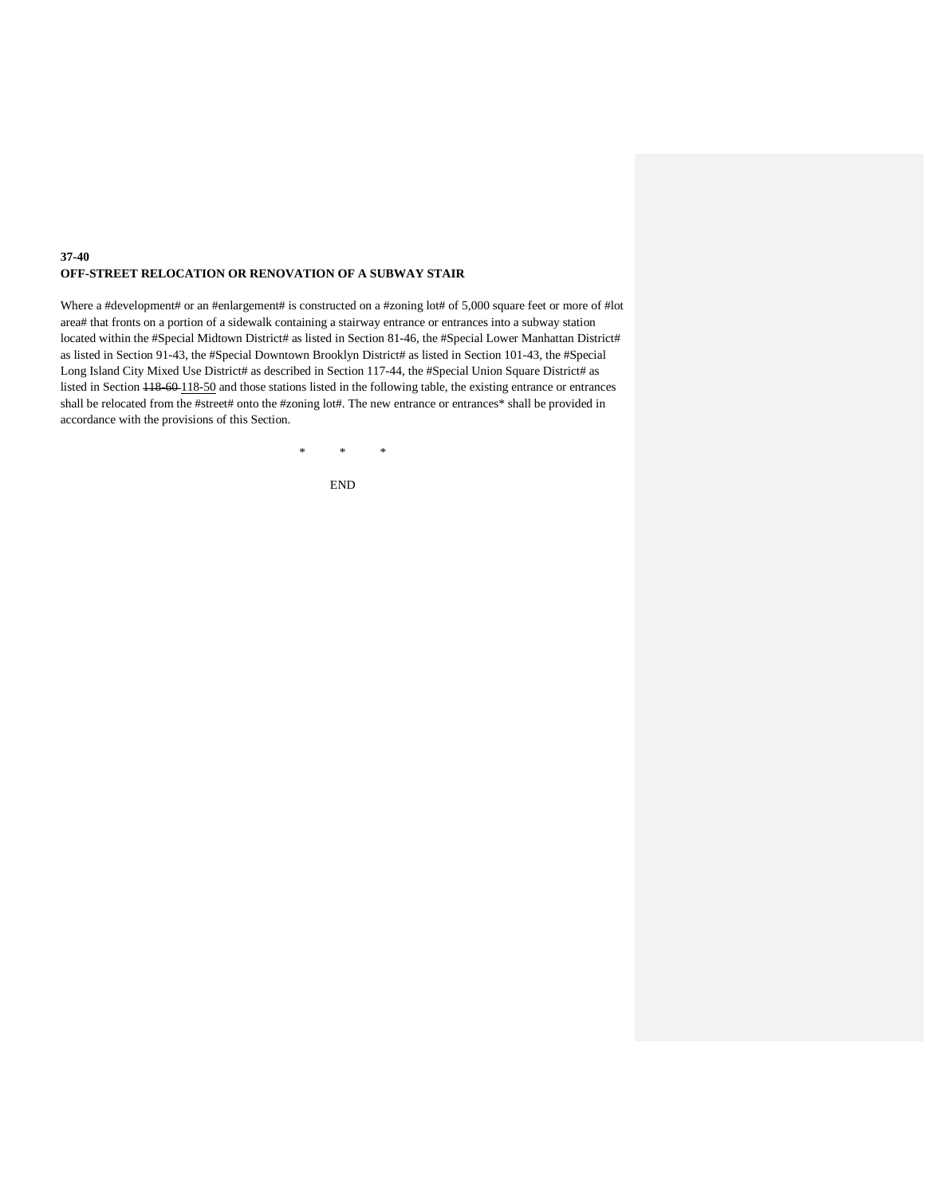**37-40**
**OFF-STREET RELOCATION OR RENOVATION OF A SUBWAY STAIR**

Where a #development# or an #enlargement# is constructed on a #zoning lot# of 5,000 square feet or more of #lot area# that fronts on a portion of a sidewalk containing a stairway entrance or entrances into a subway station located within the #Special Midtown District# as listed in Section 81-46, the #Special Lower Manhattan District# as listed in Section 91-43, the #Special Downtown Brooklyn District# as listed in Section 101-43, the #Special Long Island City Mixed Use District# as described in Section 117-44, the #Special Union Square District# as listed in Section ~~118-60~~ 118-50 and those stations listed in the following table, the existing entrance or entrances shall be relocated from the #street# onto the #zoning lot#. The new entrance or entrances* shall be provided in accordance with the provisions of this Section.

\* \* \*

END